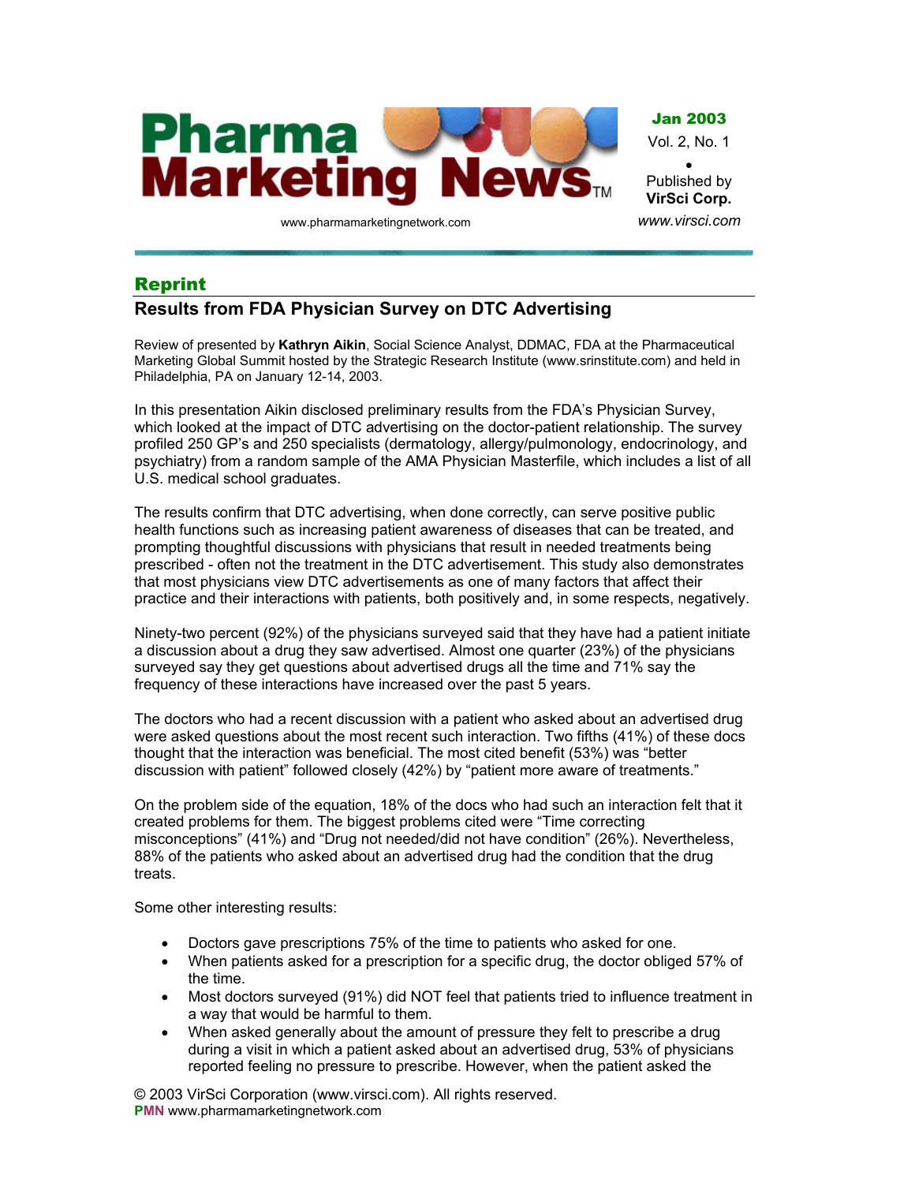# Pharma Marketing News

**Jan 2003**
Vol. 2, No. 1

Published by **VirSci Corp.**
www.virsci.com

www.pharmamarketingnetwork.com

## Reprint

## Results from FDA Physician Survey on DTC Advertising

Review of presented by **Kathryn Aikin**, Social Science Analyst, DDMAC, FDA at the Pharmaceutical Marketing Global Summit hosted by the Strategic Research Institute (www.srinstitute.com) and held in Philadelphia, PA on January 12-14, 2003.

In this presentation Aikin disclosed preliminary results from the FDA's Physician Survey, which looked at the impact of DTC advertising on the doctor-patient relationship. The survey profiled 250 GP's and 250 specialists (dermatology, allergy/pulmonology, endocrinology, and psychiatry) from a random sample of the AMA Physician Masterfile, which includes a list of all U.S. medical school graduates.

The results confirm that DTC advertising, when done correctly, can serve positive public health functions such as increasing patient awareness of diseases that can be treated, and prompting thoughtful discussions with physicians that result in needed treatments being prescribed - often not the treatment in the DTC advertisement. This study also demonstrates that most physicians view DTC advertisements as one of many factors that affect their practice and their interactions with patients, both positively and, in some respects, negatively.

Ninety-two percent (92%) of the physicians surveyed said that they have had a patient initiate a discussion about a drug they saw advertised. Almost one quarter (23%) of the physicians surveyed say they get questions about advertised drugs all the time and 71% say the frequency of these interactions have increased over the past 5 years.

The doctors who had a recent discussion with a patient who asked about an advertised drug were asked questions about the most recent such interaction. Two fifths (41%) of these docs thought that the interaction was beneficial. The most cited benefit (53%) was "better discussion with patient" followed closely (42%) by "patient more aware of treatments."

On the problem side of the equation, 18% of the docs who had such an interaction felt that it created problems for them. The biggest problems cited were "Time correcting misconceptions" (41%) and "Drug not needed/did not have condition" (26%). Nevertheless, 88% of the patients who asked about an advertised drug had the condition that the drug treats.

Some other interesting results:

- Doctors gave prescriptions 75% of the time to patients who asked for one.
- When patients asked for a prescription for a specific drug, the doctor obliged 57% of the time.
- Most doctors surveyed (91%) did NOT feel that patients tried to influence treatment in a way that would be harmful to them.
- When asked generally about the amount of pressure they felt to prescribe a drug during a visit in which a patient asked about an advertised drug, 53% of physicians reported feeling no pressure to prescribe. However, when the patient asked the

© 2003 VirSci Corporation (www.virsci.com). All rights reserved.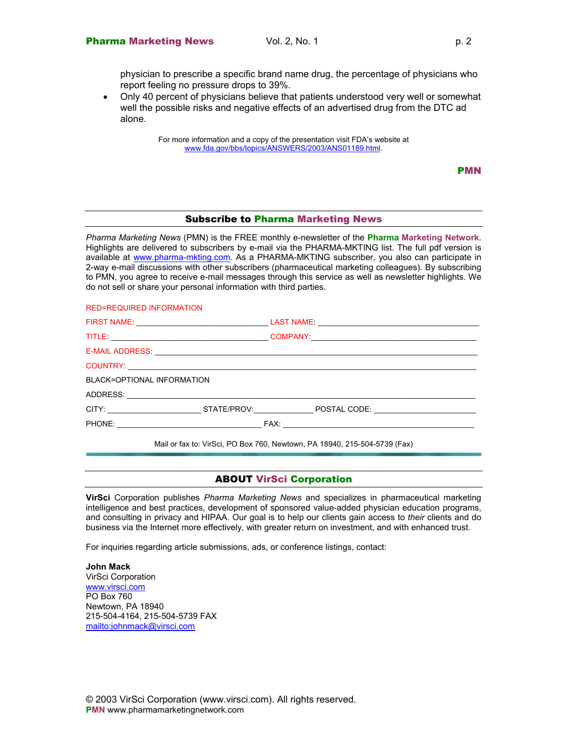physician to prescribe a specific brand name drug, the percentage of physicians who report feeling no pressure drops to 39%.

- Only 40 percent of physicians believe that patients understood very well or somewhat well the possible risks and negative effects of an advertised drug from the DTC ad alone.

For more information and a copy of the presentation visit FDA's website at [www.fda.gov/bbs/topics/ANSWERS/2003/ANS01189.html](www.fda.gov/bbs/topics/ANSWERS/2003/ANS01189.html).

**PMN**

## Subscribe to Pharma Marketing News

*Pharma Marketing News* (PMN) is the FREE monthly e-newsletter of the **Pharma Marketing Network**. Highlights are delivered to subscribers by e-mail via the PHARMA-MKTING list. The full pdf version is available at [www.pharma-mkting.com](www.pharma-mkting.com). As a PHARMA-MKTING subscriber, you also can participate in 2-way e-mail discussions with other subscribers (pharmaceutical marketing colleagues). By subscribing to PMN, you agree to receive e-mail messages through this service as well as newsletter highlights. We do not sell or share your personal information with third parties.

RED=REQUIRED INFORMATION

FIRST NAME: ______________________ LAST NAME: ______________________

TITLE: ______________________ COMPANY: ______________________

E-MAIL ADDRESS: ______________________________________________

COUNTRY: ______________________________________________

BLACK=OPTIONAL INFORMATION

ADDRESS: ______________________________________________

CITY: ______________ STATE/PROV: __________ POSTAL CODE: ______________

PHONE: ______________________ FAX: ______________________

Mail or fax to: VirSci, PO Box 760, Newtown, PA 18940, 215-504-5739 (Fax)

## ABOUT VirSci Corporation

**VirSci** Corporation publishes *Pharma Marketing News* and specializes in pharmaceutical marketing intelligence and best practices, development of sponsored value-added physician education programs, and consulting in privacy and HIPAA. Our goal is to help our clients gain access to *their* clients and do business via the Internet more effectively, with greater return on investment, and with enhanced trust.

For inquiries regarding article submissions, ads, or conference listings, contact:

**John Mack**  
VirSci Corporation  
[www.virsci.com](www.virsci.com)  
PO Box 760  
Newtown, PA 18940  
215-504-4164, 215-504-5739 FAX  
[mailto:johnmack@virsci.com](mailto:johnmack@virsci.com)

© 2003 VirSci Corporation (www.virsci.com). All rights reserved.  
**PMN** www.pharmamarketingnetwork.com